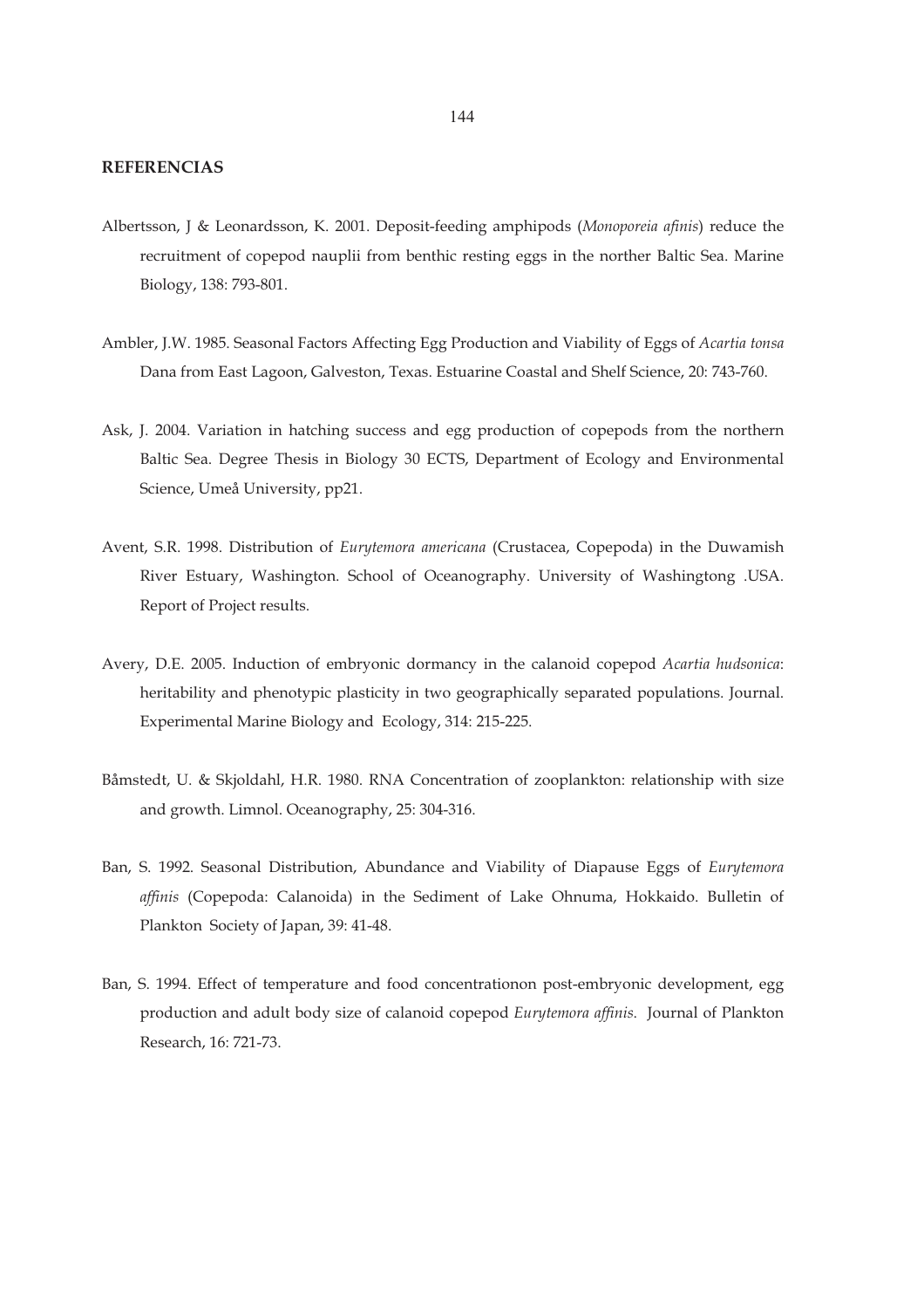## REFERENCIAS

Albertsson, J & Leonardsson, K. 2001. Deposit-feeding amphipods (*Monoporeia afinis*) reduce the recruitment of copepod nauplii from benthic resting eggs in the norther Baltic Sea. Marine Biology, 138: 793-801.

Ambler, J.W. 1985. Seasonal Factors Affecting Egg Production and Viability of Eggs of *Acartia tonsa* Dana from East Lagoon, Galveston, Texas. Estuarine Coastal and Shelf Science, 20: 743-760.

Ask, J. 2004. Variation in hatching success and egg production of copepods from the northern Baltic Sea. Degree Thesis in Biology 30 ECTS, Department of Ecology and Environmental Science, Umeå University, pp21.

Avent, S.R. 1998. Distribution of *Eurytemora americana* (Crustacea, Copepoda) in the Duwamish River Estuary, Washington. School of Oceanography. University of Washingtong .USA. Report of Project results.

Avery, D.E. 2005. Induction of embryonic dormancy in the calanoid copepod *Acartia hudsonica*: heritability and phenotypic plasticity in two geographically separated populations. Journal. Experimental Marine Biology and Ecology, 314: 215-225.

Båmstedt, U. & Skjoldahl, H.R. 1980. RNA Concentration of zooplankton: relationship with size and growth. Limnol. Oceanography, 25: 304-316.

Ban, S. 1992. Seasonal Distribution, Abundance and Viability of Diapause Eggs of *Eurytemora affinis* (Copepoda: Calanoida) in the Sediment of Lake Ohnuma, Hokkaido. Bulletin of Plankton Society of Japan, 39: 41-48.

Ban, S. 1994. Effect of temperature and food concentrationon post-embryonic development, egg production and adult body size of calanoid copepod *Eurytemora affinis*. Journal of Plankton Research, 16: 721-73.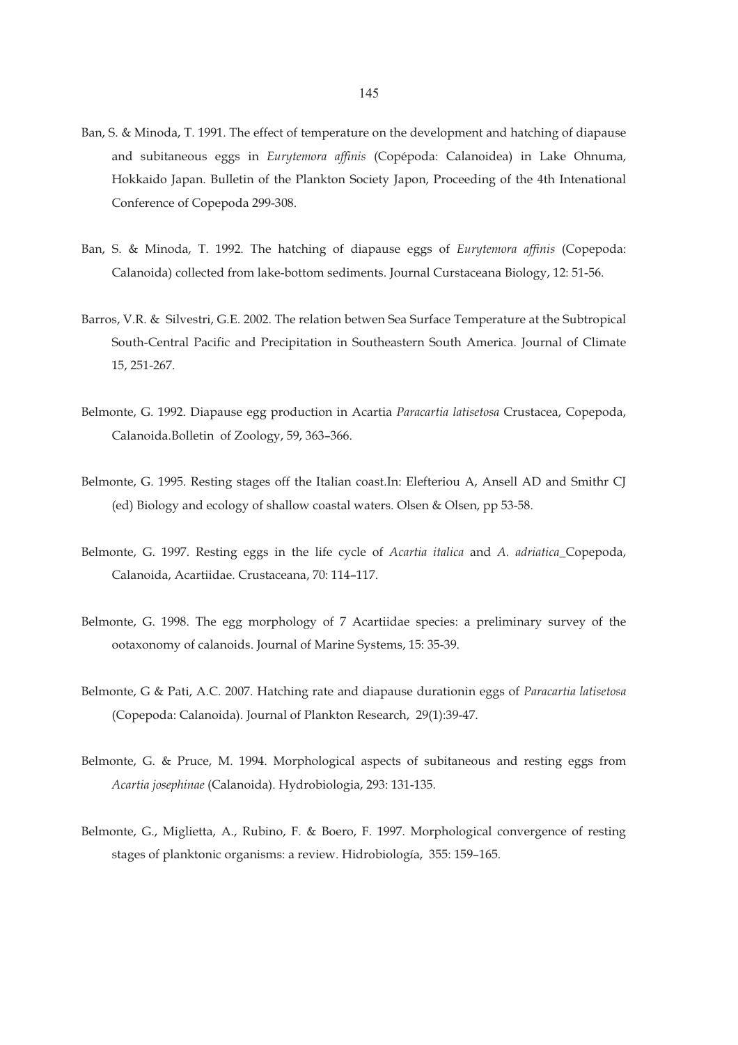Ban, S. & Minoda, T. 1991. The effect of temperature on the development and hatching of diapause and subitaneous eggs in *Eurytemora affinis* (Copépoda: Calanoidea) in Lake Ohnuma, Hokkaido Japan. Bulletin of the Plankton Society Japon, Proceeding of the 4th Intenational Conference of Copepoda 299-308.

Ban, S. & Minoda, T. 1992. The hatching of diapause eggs of *Eurytemora affinis* (Copepoda: Calanoida) collected from lake-bottom sediments. Journal Curstaceana Biology, 12: 51-56.

Barros, V.R. & Silvestri, G.E. 2002. The relation betwen Sea Surface Temperature at the Subtropical South-Central Pacific and Precipitation in Southeastern South America. Journal of Climate 15, 251-267.

Belmonte, G. 1992. Diapause egg production in Acartia *Paracartia latisetosa* Crustacea, Copepoda, Calanoida.Bolletin of Zoology, 59, 363–366.

Belmonte, G. 1995. Resting stages off the Italian coast.In: Elefteriou A, Ansell AD and Smithr CJ (ed) Biology and ecology of shallow coastal waters. Olsen & Olsen, pp 53-58.

Belmonte, G. 1997. Resting eggs in the life cycle of *Acartia italica* and *A. adriatica*_Copepoda, Calanoida, Acartiidae. Crustaceana, 70: 114–117.

Belmonte, G. 1998. The egg morphology of 7 Acartiidae species: a preliminary survey of the ootaxonomy of calanoids. Journal of Marine Systems, 15: 35-39.

Belmonte, G & Pati, A.C. 2007. Hatching rate and diapause durationin eggs of *Paracartia latisetosa* (Copepoda: Calanoida). Journal of Plankton Research, 29(1):39-47.

Belmonte, G. & Pruce, M. 1994. Morphological aspects of subitaneous and resting eggs from *Acartia josephinae* (Calanoida). Hydrobiologia, 293: 131-135.

Belmonte, G., Miglietta, A., Rubino, F. & Boero, F. 1997. Morphological convergence of resting stages of planktonic organisms: a review. Hidrobiología, 355: 159–165.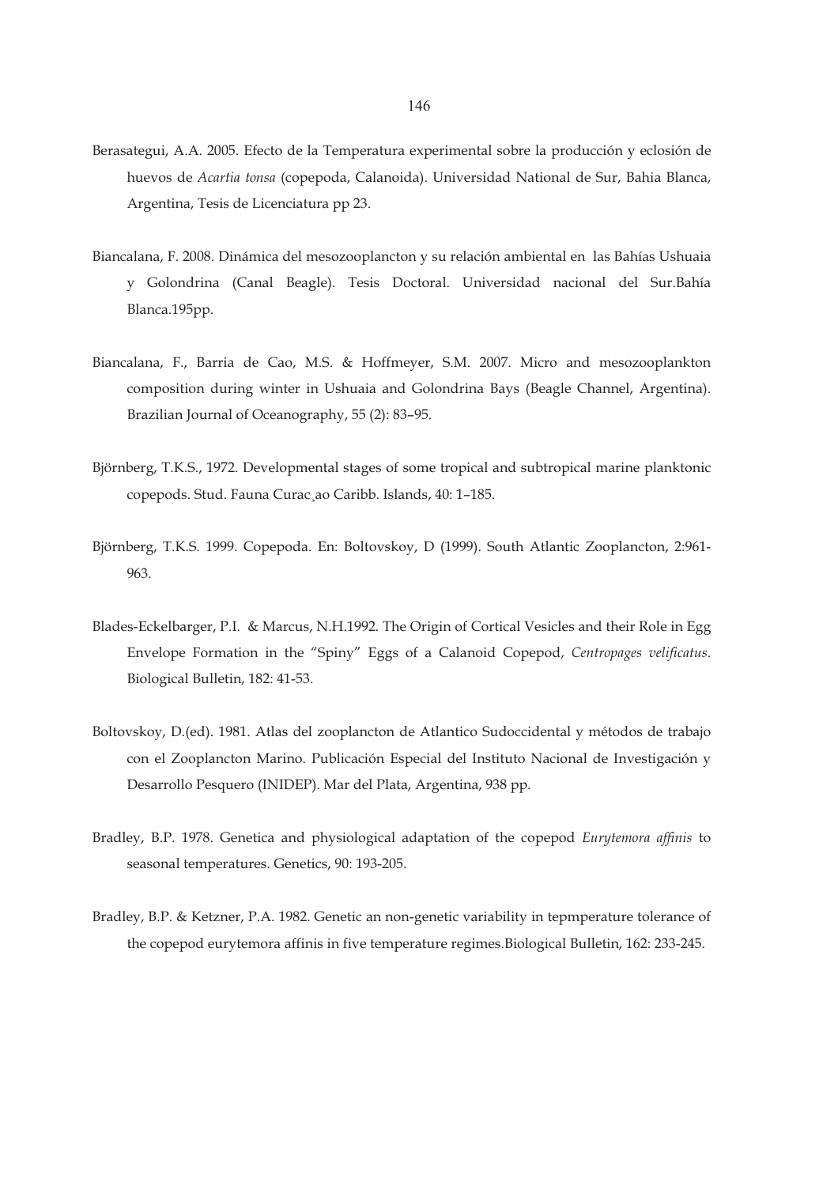Berasategui, A.A. 2005. Efecto de la Temperatura experimental sobre la producción y eclosión de huevos de *Acartia tonsa* (copepoda, Calanoida). Universidad National de Sur, Bahia Blanca, Argentina, Tesis de Licenciatura pp 23.

Biancalana, F. 2008. Dinámica del mesozooplancton y su relación ambiental en las Bahías Ushuaia y Golondrina (Canal Beagle). Tesis Doctoral. Universidad nacional del Sur.Bahía Blanca.195pp.

Biancalana, F., Barria de Cao, M.S. & Hoffmeyer, S.M. 2007. Micro and mesozooplankton composition during winter in Ushuaia and Golondrina Bays (Beagle Channel, Argentina). Brazilian Journal of Oceanography, 55 (2): 83–95.

Björnberg, T.K.S., 1972. Developmental stages of some tropical and subtropical marine planktonic copepods. Stud. Fauna Curac¸ao Caribb. Islands, 40: 1–185.

Björnberg, T.K.S. 1999. Copepoda. En: Boltovskoy, D (1999). South Atlantic Zooplancton, 2:961-963.

Blades-Eckelbarger, P.I. & Marcus, N.H.1992. The Origin of Cortical Vesicles and their Role in Egg Envelope Formation in the "Spiny" Eggs of a Calanoid Copepod, *Centropages velificatus*. Biological Bulletin, 182: 41-53.

Boltovskoy, D.(ed). 1981. Atlas del zooplancton de Atlantico Sudoccidental y métodos de trabajo con el Zooplancton Marino. Publicación Especial del Instituto Nacional de Investigación y Desarrollo Pesquero (INIDEP). Mar del Plata, Argentina, 938 pp.

Bradley, B.P. 1978. Genetica and physiological adaptation of the copepod *Eurytemora affinis* to seasonal temperatures. Genetics, 90: 193-205.

Bradley, B.P. & Ketzner, P.A. 1982. Genetic an non-genetic variability in tepmperature tolerance of the copepod eurytemora affinis in five temperature regimes.Biological Bulletin, 162: 233-245.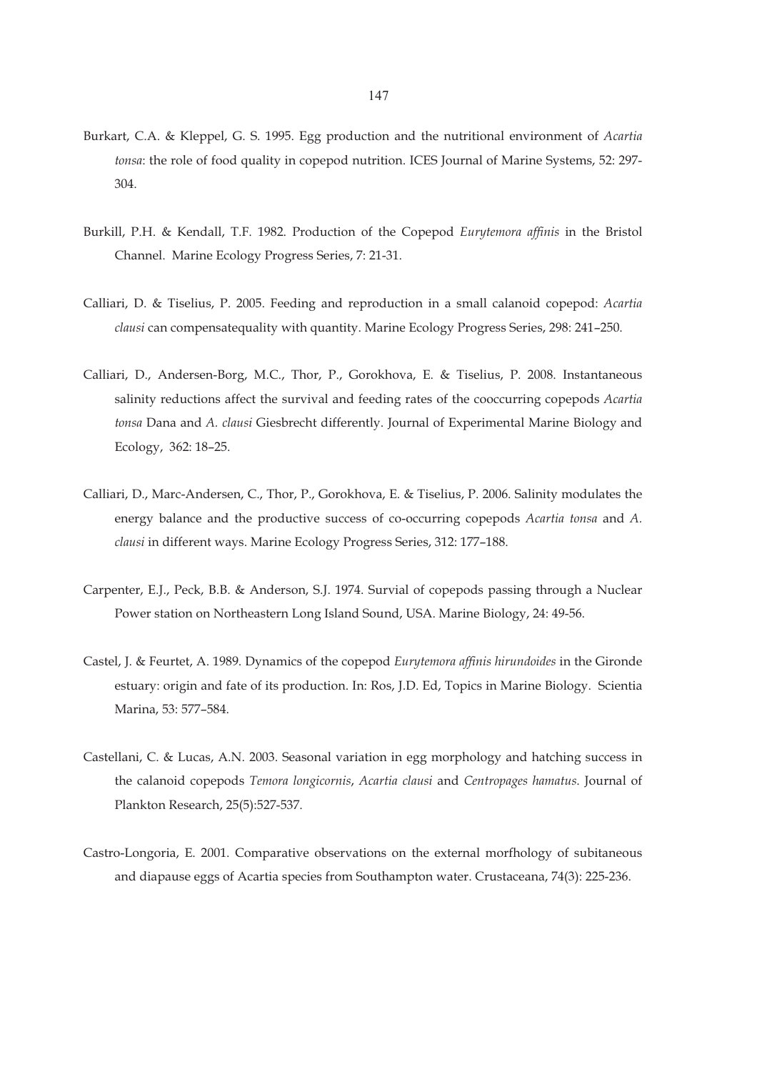Burkart, C.A. & Kleppel, G. S. 1995. Egg production and the nutritional environment of *Acartia tonsa*: the role of food quality in copepod nutrition. ICES Journal of Marine Systems, 52: 297-304.

Burkill, P.H. & Kendall, T.F. 1982. Production of the Copepod *Eurytemora affinis* in the Bristol Channel. Marine Ecology Progress Series, 7: 21-31.

Calliari, D. & Tiselius, P. 2005. Feeding and reproduction in a small calanoid copepod: *Acartia clausi* can compensatequality with quantity. Marine Ecology Progress Series, 298: 241–250.

Calliari, D., Andersen-Borg, M.C., Thor, P., Gorokhova, E. & Tiselius, P. 2008. Instantaneous salinity reductions affect the survival and feeding rates of the cooccurring copepods *Acartia tonsa* Dana and *A. clausi* Giesbrecht differently. Journal of Experimental Marine Biology and Ecology, 362: 18–25.

Calliari, D., Marc-Andersen, C., Thor, P., Gorokhova, E. & Tiselius, P. 2006. Salinity modulates the energy balance and the productive success of co-occurring copepods *Acartia tonsa* and *A. clausi* in different ways. Marine Ecology Progress Series, 312: 177–188.

Carpenter, E.J., Peck, B.B. & Anderson, S.J. 1974. Survial of copepods passing through a Nuclear Power station on Northeastern Long Island Sound, USA. Marine Biology, 24: 49-56.

Castel, J. & Feurtet, A. 1989. Dynamics of the copepod *Eurytemora affinis hirundoides* in the Gironde estuary: origin and fate of its production. In: Ros, J.D. Ed, Topics in Marine Biology. Scientia Marina, 53: 577–584.

Castellani, C. & Lucas, A.N. 2003. Seasonal variation in egg morphology and hatching success in the calanoid copepods *Temora longicornis*, *Acartia clausi* and *Centropages hamatus*. Journal of Plankton Research, 25(5):527-537.

Castro-Longoria, E. 2001. Comparative observations on the external morfhology of subitaneous and diapause eggs of Acartia species from Southampton water. Crustaceana, 74(3): 225-236.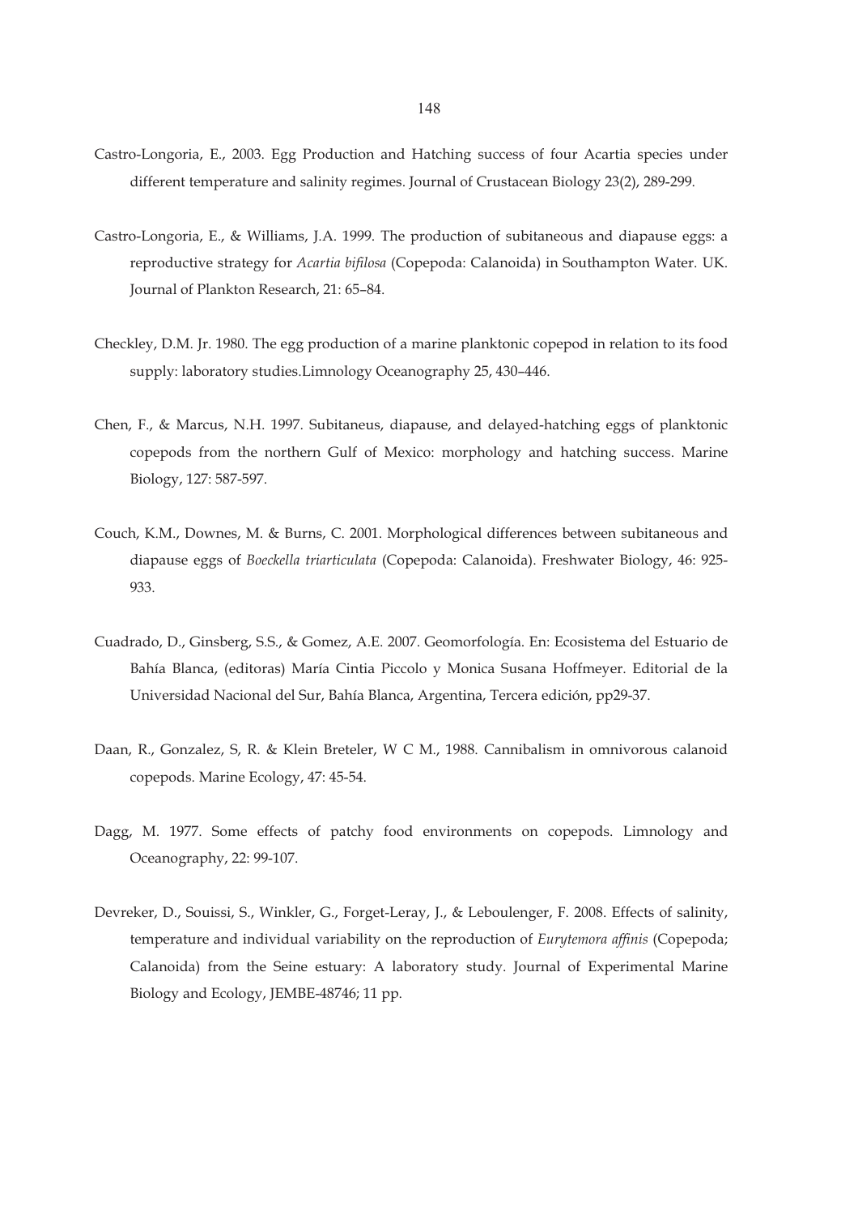Castro-Longoria, E., 2003. Egg Production and Hatching success of four Acartia species under different temperature and salinity regimes. Journal of Crustacean Biology 23(2), 289-299.

Castro-Longoria, E., & Williams, J.A. 1999. The production of subitaneous and diapause eggs: a reproductive strategy for *Acartia bifilosa* (Copepoda: Calanoida) in Southampton Water. UK. Journal of Plankton Research, 21: 65–84.

Checkley, D.M. Jr. 1980. The egg production of a marine planktonic copepod in relation to its food supply: laboratory studies.Limnology Oceanography 25, 430–446.

Chen, F., & Marcus, N.H. 1997. Subitaneus, diapause, and delayed-hatching eggs of planktonic copepods from the northern Gulf of Mexico: morphology and hatching success. Marine Biology, 127: 587-597.

Couch, K.M., Downes, M. & Burns, C. 2001. Morphological differences between subitaneous and diapause eggs of *Boeckella triarticulata* (Copepoda: Calanoida). Freshwater Biology, 46: 925-933.

Cuadrado, D., Ginsberg, S.S., & Gomez, A.E. 2007. Geomorfología. En: Ecosistema del Estuario de Bahía Blanca, (editoras) María Cintia Piccolo y Monica Susana Hoffmeyer. Editorial de la Universidad Nacional del Sur, Bahía Blanca, Argentina, Tercera edición, pp29-37.

Daan, R., Gonzalez, S, R. & Klein Breteler, W C M., 1988. Cannibalism in omnivorous calanoid copepods. Marine Ecology, 47: 45-54.

Dagg, M. 1977. Some effects of patchy food environments on copepods. Limnology and Oceanography, 22: 99-107.

Devreker, D., Souissi, S., Winkler, G., Forget-Leray, J., & Leboulenger, F. 2008. Effects of salinity, temperature and individual variability on the reproduction of *Eurytemora affinis* (Copepoda; Calanoida) from the Seine estuary: A laboratory study. Journal of Experimental Marine Biology and Ecology, JEMBE-48746; 11 pp.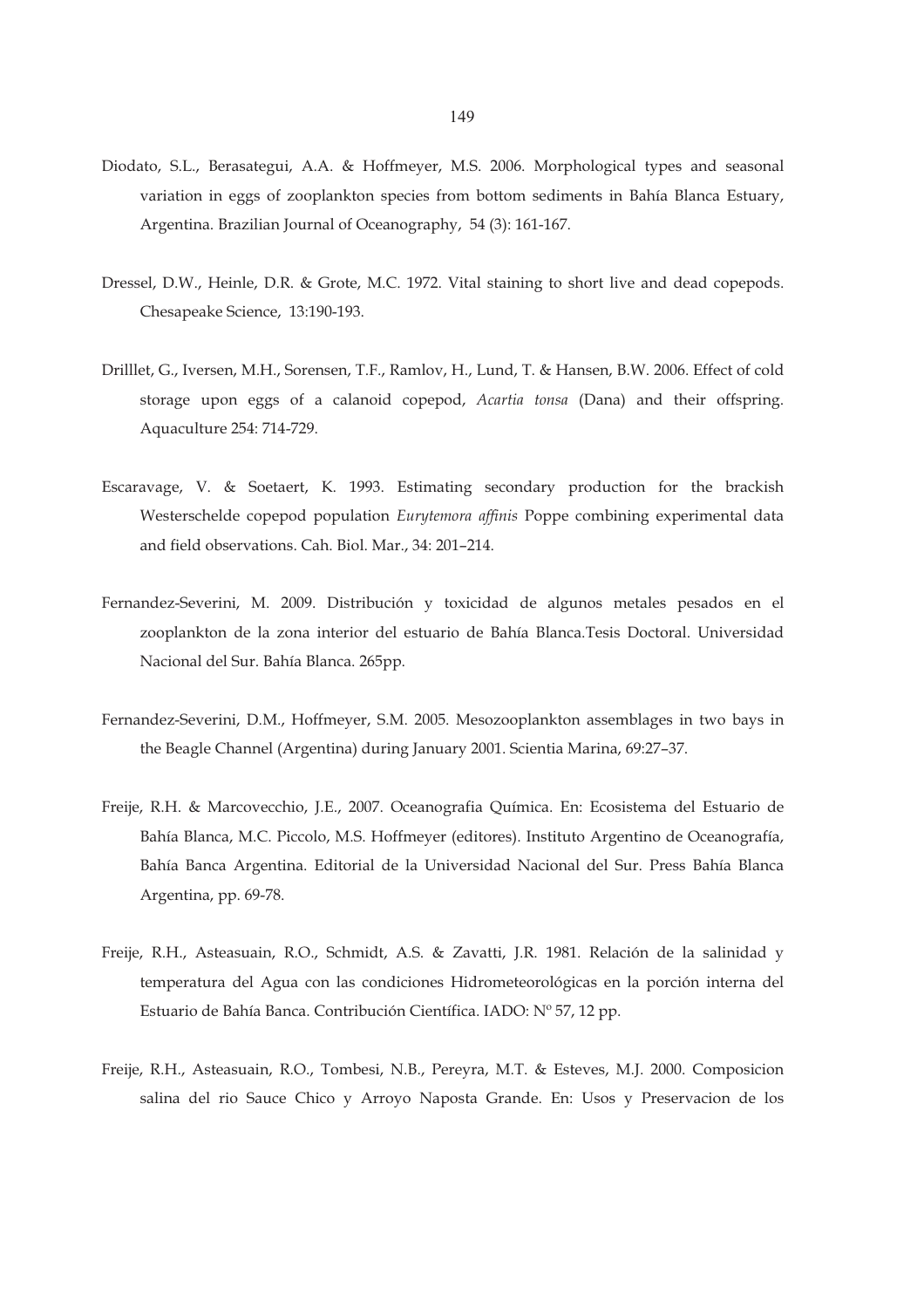Diodato, S.L., Berasategui, A.A. & Hoffmeyer, M.S. 2006. Morphological types and seasonal variation in eggs of zooplankton species from bottom sediments in Bahía Blanca Estuary, Argentina. Brazilian Journal of Oceanography, 54 (3): 161-167.

Dressel, D.W., Heinle, D.R. & Grote, M.C. 1972. Vital staining to short live and dead copepods. Chesapeake Science, 13:190-193.

Drilllet, G., Iversen, M.H., Sorensen, T.F., Ramlov, H., Lund, T. & Hansen, B.W. 2006. Effect of cold storage upon eggs of a calanoid copepod, *Acartia tonsa* (Dana) and their offspring. Aquaculture 254: 714-729.

Escaravage, V. & Soetaert, K. 1993. Estimating secondary production for the brackish Westerschelde copepod population *Eurytemora affinis* Poppe combining experimental data and field observations. Cah. Biol. Mar., 34: 201–214.

Fernandez-Severini, M. 2009. Distribución y toxicidad de algunos metales pesados en el zooplankton de la zona interior del estuario de Bahía Blanca.Tesis Doctoral. Universidad Nacional del Sur. Bahía Blanca. 265pp.

Fernandez-Severini, D.M., Hoffmeyer, S.M. 2005. Mesozooplankton assemblages in two bays in the Beagle Channel (Argentina) during January 2001. Scientia Marina, 69:27–37.

Freije, R.H. & Marcovecchio, J.E., 2007. Oceanografia Química. En: Ecosistema del Estuario de Bahía Blanca, M.C. Piccolo, M.S. Hoffmeyer (editores). Instituto Argentino de Oceanografía, Bahía Banca Argentina. Editorial de la Universidad Nacional del Sur. Press Bahía Blanca Argentina, pp. 69-78.

Freije, R.H., Asteasuain, R.O., Schmidt, A.S. & Zavatti, J.R. 1981. Relación de la salinidad y temperatura del Agua con las condiciones Hidrometeorológicas en la porción interna del Estuario de Bahía Banca. Contribución Científica. IADO: Nº 57, 12 pp.

Freije, R.H., Asteasuain, R.O., Tombesi, N.B., Pereyra, M.T. & Esteves, M.J. 2000. Composicion salina del rio Sauce Chico y Arroyo Naposta Grande. En: Usos y Preservacion de los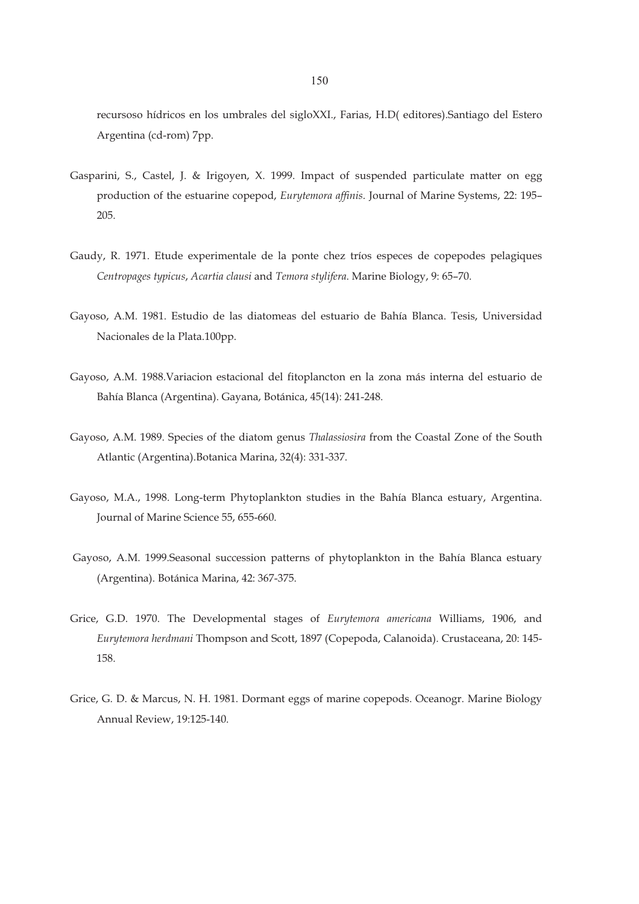recursoso hídricos en los umbrales del sigloXXI., Farias, H.D( editores).Santiago del Estero Argentina (cd-rom) 7pp.

Gasparini, S., Castel, J. & Irigoyen, X. 1999. Impact of suspended particulate matter on egg production of the estuarine copepod, *Eurytemora affinis*. Journal of Marine Systems, 22: 195–205.

Gaudy, R. 1971. Etude experimentale de la ponte chez tríos especes de copepodes pelagiques *Centropages typicus*, *Acartia clausi* and *Temora stylifera*. Marine Biology, 9: 65–70.

Gayoso, A.M. 1981. Estudio de las diatomeas del estuario de Bahía Blanca. Tesis, Universidad Nacionales de la Plata.100pp.

Gayoso, A.M. 1988.Variacion estacional del fitoplancton en la zona más interna del estuario de Bahía Blanca (Argentina). Gayana, Botánica, 45(14): 241-248.

Gayoso, A.M. 1989. Species of the diatom genus *Thalassiosira* from the Coastal Zone of the South Atlantic (Argentina).Botanica Marina, 32(4): 331-337.

Gayoso, M.A., 1998. Long-term Phytoplankton studies in the Bahía Blanca estuary, Argentina. Journal of Marine Science 55, 655-660.

Gayoso, A.M. 1999.Seasonal succession patterns of phytoplankton in the Bahía Blanca estuary (Argentina). Botánica Marina, 42: 367-375.

Grice, G.D. 1970. The Developmental stages of *Eurytemora americana* Williams, 1906, and *Eurytemora herdmani* Thompson and Scott, 1897 (Copepoda, Calanoida). Crustaceana, 20: 145-158.

Grice, G. D. & Marcus, N. H. 1981. Dormant eggs of marine copepods. Oceanogr. Marine Biology Annual Review, 19:125-140.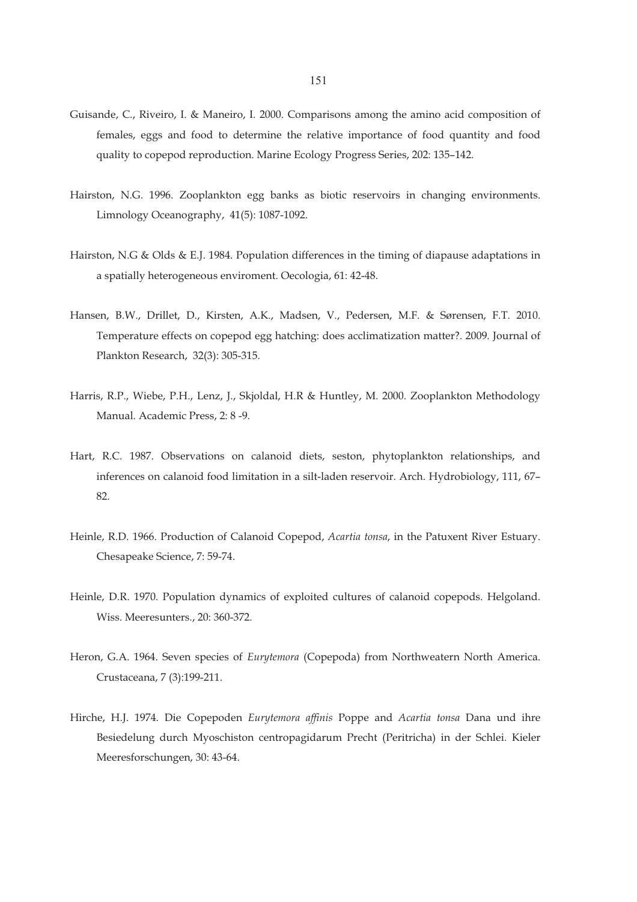Guisande, C., Riveiro, I. & Maneiro, I. 2000. Comparisons among the amino acid composition of females, eggs and food to determine the relative importance of food quantity and food quality to copepod reproduction. Marine Ecology Progress Series, 202: 135–142.

Hairston, N.G. 1996. Zooplankton egg banks as biotic reservoirs in changing environments. Limnology Oceanography, 41(5): 1087-1092.

Hairston, N.G & Olds & E.J. 1984. Population differences in the timing of diapause adaptations in a spatially heterogeneous enviroment. Oecologia, 61: 42-48.

Hansen, B.W., Drillet, D., Kirsten, A.K., Madsen, V., Pedersen, M.F. & Sørensen, F.T. 2010. Temperature effects on copepod egg hatching: does acclimatization matter?. 2009. Journal of Plankton Research, 32(3): 305-315.

Harris, R.P., Wiebe, P.H., Lenz, J., Skjoldal, H.R & Huntley, M. 2000. Zooplankton Methodology Manual. Academic Press, 2: 8 -9.

Hart, R.C. 1987. Observations on calanoid diets, seston, phytoplankton relationships, and inferences on calanoid food limitation in a silt-laden reservoir. Arch. Hydrobiology, 111, 67–82.

Heinle, R.D. 1966. Production of Calanoid Copepod, *Acartia tonsa*, in the Patuxent River Estuary. Chesapeake Science, 7: 59-74.

Heinle, D.R. 1970. Population dynamics of exploited cultures of calanoid copepods. Helgoland. Wiss. Meeresunters., 20: 360-372.

Heron, G.A. 1964. Seven species of *Eurytemora* (Copepoda) from Northweatern North America. Crustaceana, 7 (3):199-211.

Hirche, H.J. 1974. Die Copepoden *Eurytemora affinis* Poppe and *Acartia tonsa* Dana und ihre Besiedelung durch Myoschiston centropagidarum Precht (Peritricha) in der Schlei. Kieler Meeresforschungen, 30: 43-64.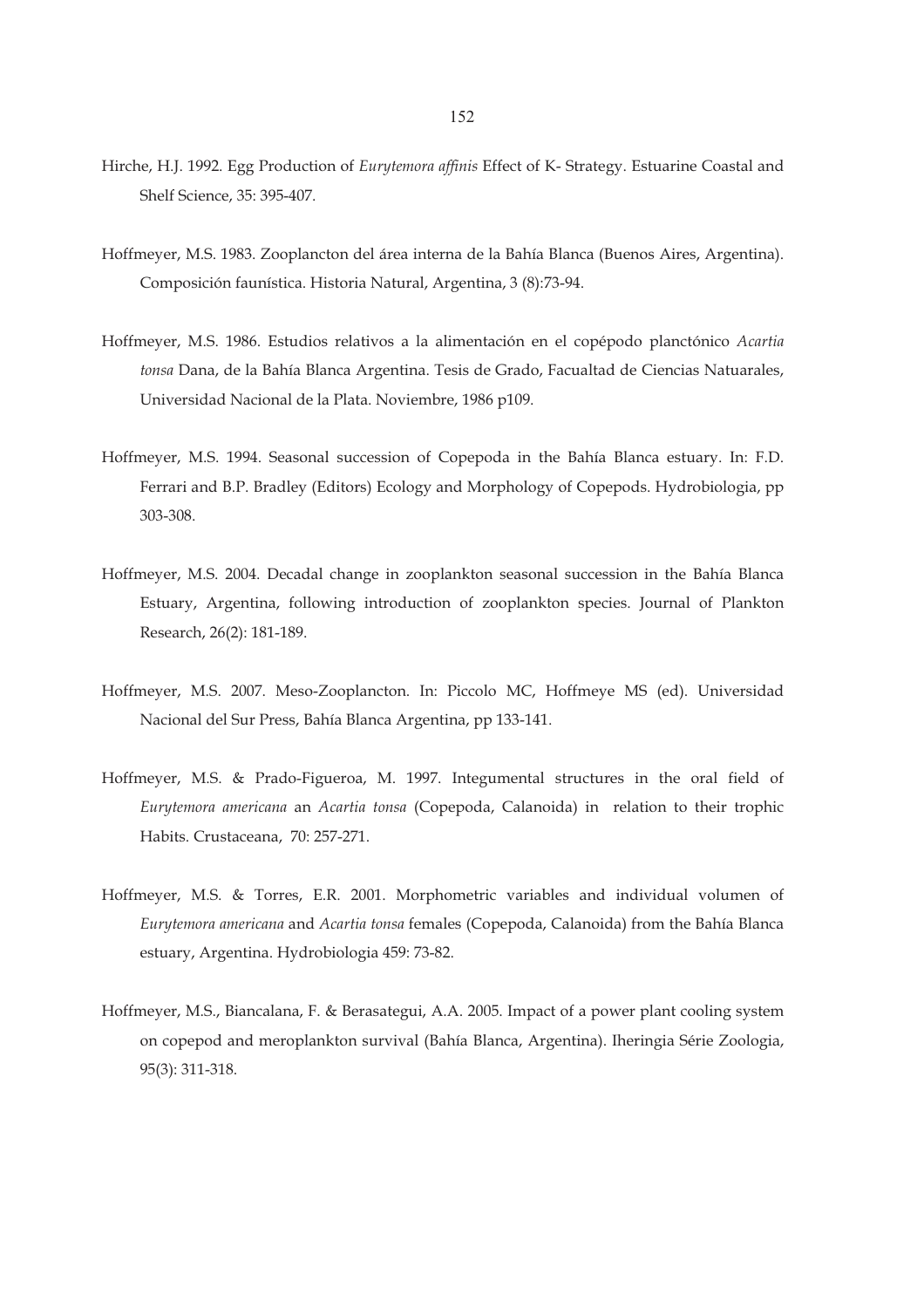Hirche, H.J. 1992. Egg Production of *Eurytemora affinis* Effect of K- Strategy. Estuarine Coastal and Shelf Science, 35: 395-407.

Hoffmeyer, M.S. 1983. Zooplancton del área interna de la Bahía Blanca (Buenos Aires, Argentina). Composición faunística. Historia Natural, Argentina, 3 (8):73-94.

Hoffmeyer, M.S. 1986. Estudios relativos a la alimentación en el copépodo planctónico *Acartia tonsa* Dana, de la Bahía Blanca Argentina. Tesis de Grado, Facualtad de Ciencias Natuarales, Universidad Nacional de la Plata. Noviembre, 1986 p109.

Hoffmeyer, M.S. 1994. Seasonal succession of Copepoda in the Bahía Blanca estuary. In: F.D. Ferrari and B.P. Bradley (Editors) Ecology and Morphology of Copepods. Hydrobiologia, pp 303-308.

Hoffmeyer, M.S. 2004. Decadal change in zooplankton seasonal succession in the Bahía Blanca Estuary, Argentina, following introduction of zooplankton species. Journal of Plankton Research, 26(2): 181-189.

Hoffmeyer, M.S. 2007. Meso-Zooplancton. In: Piccolo MC, Hoffmeye MS (ed). Universidad Nacional del Sur Press, Bahía Blanca Argentina, pp 133-141.

Hoffmeyer, M.S. & Prado-Figueroa, M. 1997. Integumental structures in the oral field of *Eurytemora americana* an *Acartia tonsa* (Copepoda, Calanoida) in relation to their trophic Habits. Crustaceana, 70: 257-271.

Hoffmeyer, M.S. & Torres, E.R. 2001. Morphometric variables and individual volumen of *Eurytemora americana* and *Acartia tonsa* females (Copepoda, Calanoida) from the Bahía Blanca estuary, Argentina. Hydrobiologia 459: 73-82.

Hoffmeyer, M.S., Biancalana, F. & Berasategui, A.A. 2005. Impact of a power plant cooling system on copepod and meroplankton survival (Bahía Blanca, Argentina). Iheringia Série Zoologia, 95(3): 311-318.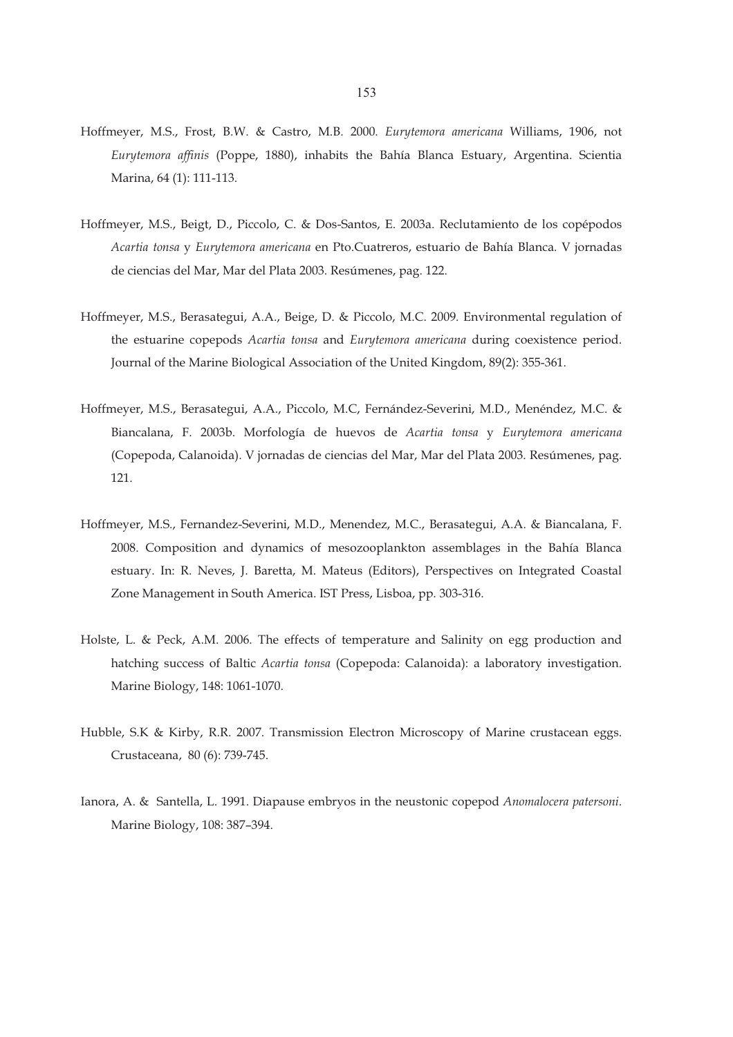Hoffmeyer, M.S., Frost, B.W. & Castro, M.B. 2000. *Eurytemora americana* Williams, 1906, not *Eurytemora affinis* (Poppe, 1880), inhabits the Bahía Blanca Estuary, Argentina. Scientia Marina, 64 (1): 111-113.

Hoffmeyer, M.S., Beigt, D., Piccolo, C. & Dos-Santos, E. 2003a. Reclutamiento de los copépodos *Acartia tonsa* y *Eurytemora americana* en Pto.Cuatreros, estuario de Bahía Blanca. V jornadas de ciencias del Mar, Mar del Plata 2003. Resúmenes, pag. 122.

Hoffmeyer, M.S., Berasategui, A.A., Beige, D. & Piccolo, M.C. 2009. Environmental regulation of the estuarine copepods *Acartia tonsa* and *Eurytemora americana* during coexistence period. Journal of the Marine Biological Association of the United Kingdom, 89(2): 355-361.

Hoffmeyer, M.S., Berasategui, A.A., Piccolo, M.C, Fernández-Severini, M.D., Menéndez, M.C. & Biancalana, F. 2003b. Morfología de huevos de *Acartia tonsa* y *Eurytemora americana* (Copepoda, Calanoida). V jornadas de ciencias del Mar, Mar del Plata 2003. Resúmenes, pag. 121.

Hoffmeyer, M.S., Fernandez-Severini, M.D., Menendez, M.C., Berasategui, A.A. & Biancalana, F. 2008. Composition and dynamics of mesozooplankton assemblages in the Bahía Blanca estuary. In: R. Neves, J. Baretta, M. Mateus (Editors), Perspectives on Integrated Coastal Zone Management in South America. IST Press, Lisboa, pp. 303-316.

Holste, L. & Peck, A.M. 2006. The effects of temperature and Salinity on egg production and hatching success of Baltic *Acartia tonsa* (Copepoda: Calanoida): a laboratory investigation. Marine Biology, 148: 1061-1070.

Hubble, S.K & Kirby, R.R. 2007. Transmission Electron Microscopy of Marine crustacean eggs. Crustaceana, 80 (6): 739-745.

Ianora, A. & Santella, L. 1991. Diapause embryos in the neustonic copepod *Anomalocera patersoni*. Marine Biology, 108: 387–394.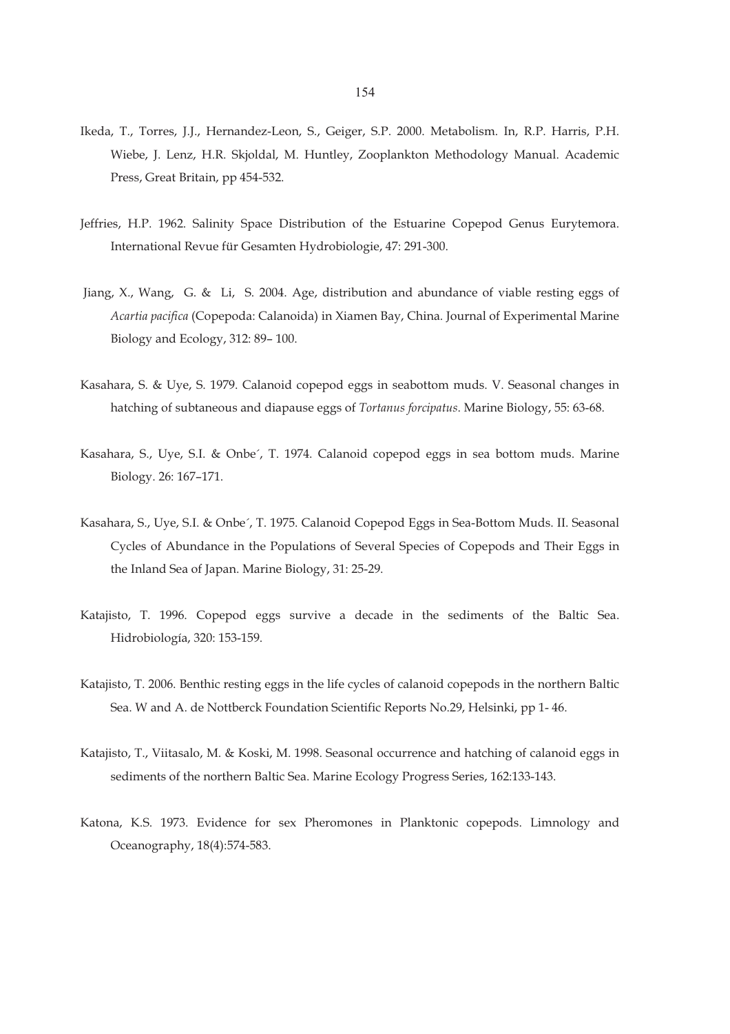Ikeda, T., Torres, J.J., Hernandez-Leon, S., Geiger, S.P. 2000. Metabolism. In, R.P. Harris, P.H. Wiebe, J. Lenz, H.R. Skjoldal, M. Huntley, Zooplankton Methodology Manual. Academic Press, Great Britain, pp 454-532.

Jeffries, H.P. 1962. Salinity Space Distribution of the Estuarine Copepod Genus Eurytemora. International Revue für Gesamten Hydrobiologie, 47: 291-300.

Jiang, X., Wang, G. & Li, S. 2004. Age, distribution and abundance of viable resting eggs of *Acartia pacifica* (Copepoda: Calanoida) in Xiamen Bay, China. Journal of Experimental Marine Biology and Ecology, 312: 89– 100.

Kasahara, S. & Uye, S. 1979. Calanoid copepod eggs in seabottom muds. V. Seasonal changes in hatching of subtaneous and diapause eggs of *Tortanus forcipatus*. Marine Biology, 55: 63-68.

Kasahara, S., Uye, S.I. & Onbe´, T. 1974. Calanoid copepod eggs in sea bottom muds. Marine Biology. 26: 167–171.

Kasahara, S., Uye, S.I. & Onbe´, T. 1975. Calanoid Copepod Eggs in Sea-Bottom Muds. II. Seasonal Cycles of Abundance in the Populations of Several Species of Copepods and Their Eggs in the Inland Sea of Japan. Marine Biology, 31: 25-29.

Katajisto, T. 1996. Copepod eggs survive a decade in the sediments of the Baltic Sea. Hidrobiología, 320: 153-159.

Katajisto, T. 2006. Benthic resting eggs in the life cycles of calanoid copepods in the northern Baltic Sea. W and A. de Nottberck Foundation Scientific Reports No.29, Helsinki, pp 1- 46.

Katajisto, T., Viitasalo, M. & Koski, M. 1998. Seasonal occurrence and hatching of calanoid eggs in sediments of the northern Baltic Sea. Marine Ecology Progress Series, 162:133-143.

Katona, K.S. 1973. Evidence for sex Pheromones in Planktonic copepods. Limnology and Oceanography, 18(4):574-583.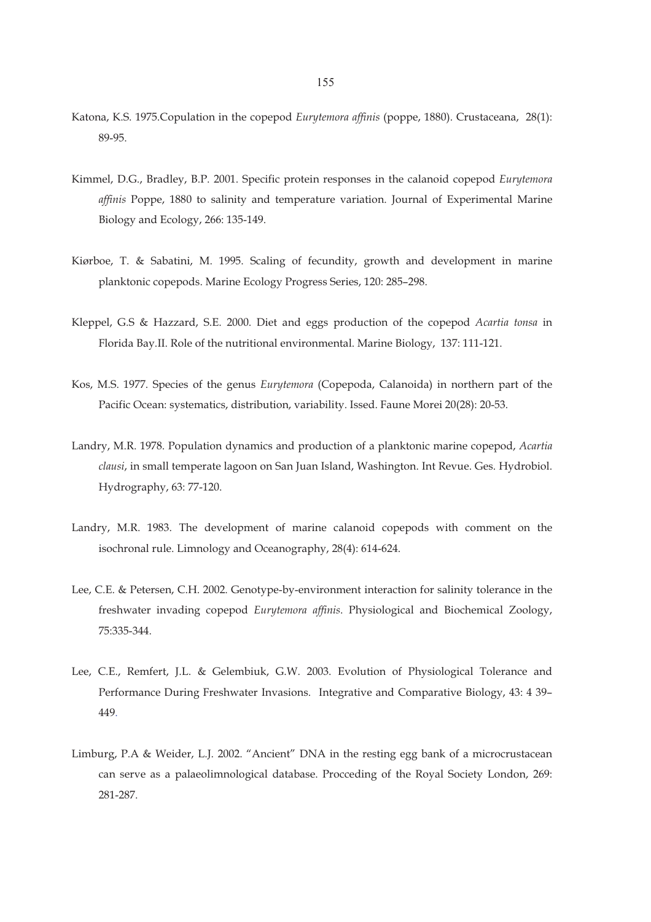Katona, K.S. 1975.Copulation in the copepod *Eurytemora affinis* (poppe, 1880). Crustaceana, 28(1): 89-95.

Kimmel, D.G., Bradley, B.P. 2001. Specific protein responses in the calanoid copepod *Eurytemora affinis* Poppe, 1880 to salinity and temperature variation. Journal of Experimental Marine Biology and Ecology, 266: 135-149.

Kiørboe, T. & Sabatini, M. 1995. Scaling of fecundity, growth and development in marine planktonic copepods. Marine Ecology Progress Series, 120: 285–298.

Kleppel, G.S & Hazzard, S.E. 2000. Diet and eggs production of the copepod *Acartia tonsa* in Florida Bay.II. Role of the nutritional environmental. Marine Biology, 137: 111-121.

Kos, M.S. 1977. Species of the genus *Eurytemora* (Copepoda, Calanoida) in northern part of the Pacific Ocean: systematics, distribution, variability. Issed. Faune Morei 20(28): 20-53.

Landry, M.R. 1978. Population dynamics and production of a planktonic marine copepod, *Acartia clausi*, in small temperate lagoon on San Juan Island, Washington. Int Revue. Ges. Hydrobiol. Hydrography, 63: 77-120.

Landry, M.R. 1983. The development of marine calanoid copepods with comment on the isochronal rule. Limnology and Oceanography, 28(4): 614-624.

Lee, C.E. & Petersen, C.H. 2002. Genotype-by-environment interaction for salinity tolerance in the freshwater invading copepod *Eurytemora affinis*. Physiological and Biochemical Zoology, 75:335-344.

Lee, C.E., Remfert, J.L. & Gelembiuk, G.W. 2003. Evolution of Physiological Tolerance and Performance During Freshwater Invasions. Integrative and Comparative Biology, 43: 4 39–449.

Limburg, P.A & Weider, L.J. 2002. "Ancient" DNA in the resting egg bank of a microcrustacean can serve as a palaeolimnological database. Procceding of the Royal Society London, 269: 281-287.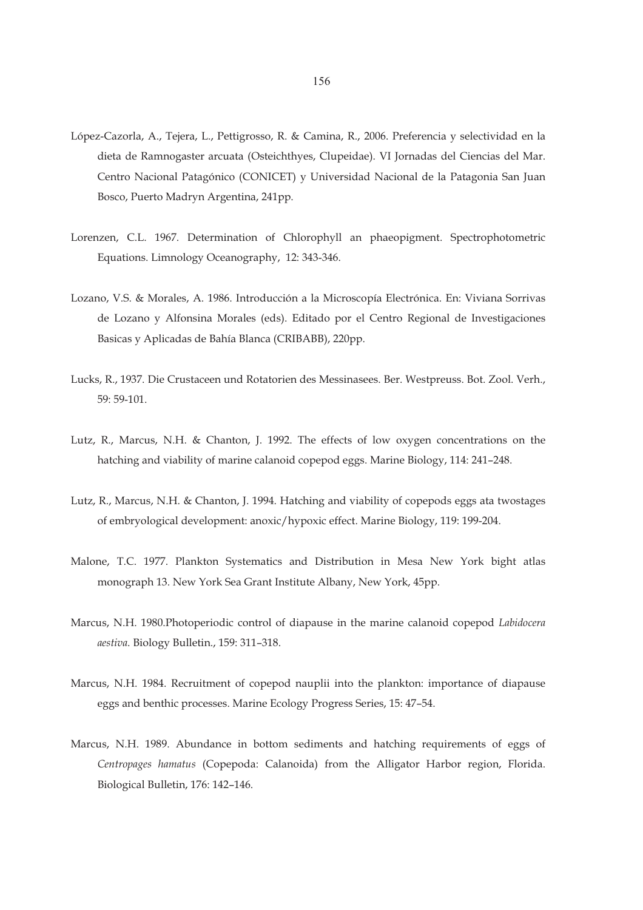López-Cazorla, A., Tejera, L., Pettigrosso, R. & Camina, R., 2006. Preferencia y selectividad en la dieta de Ramnogaster arcuata (Osteichthyes, Clupeidae). VI Jornadas del Ciencias del Mar. Centro Nacional Patagónico (CONICET) y Universidad Nacional de la Patagonia San Juan Bosco, Puerto Madryn Argentina, 241pp.

Lorenzen, C.L. 1967. Determination of Chlorophyll an phaeopigment. Spectrophotometric Equations. Limnology Oceanography, 12: 343-346.

Lozano, V.S. & Morales, A. 1986. Introducción a la Microscopía Electrónica. En: Viviana Sorrivas de Lozano y Alfonsina Morales (eds). Editado por el Centro Regional de Investigaciones Basicas y Aplicadas de Bahía Blanca (CRIBABB), 220pp.

Lucks, R., 1937. Die Crustaceen und Rotatorien des Messinasees. Ber. Westpreuss. Bot. Zool. Verh., 59: 59-101.

Lutz, R., Marcus, N.H. & Chanton, J. 1992. The effects of low oxygen concentrations on the hatching and viability of marine calanoid copepod eggs. Marine Biology, 114: 241–248.

Lutz, R., Marcus, N.H. & Chanton, J. 1994. Hatching and viability of copepods eggs ata twostages of embryological development: anoxic/hypoxic effect. Marine Biology, 119: 199-204.

Malone, T.C. 1977. Plankton Systematics and Distribution in Mesa New York bight atlas monograph 13. New York Sea Grant Institute Albany, New York, 45pp.

Marcus, N.H. 1980.Photoperiodic control of diapause in the marine calanoid copepod *Labidocera aestiva*. Biology Bulletin., 159: 311–318.

Marcus, N.H. 1984. Recruitment of copepod nauplii into the plankton: importance of diapause eggs and benthic processes. Marine Ecology Progress Series, 15: 47–54.

Marcus, N.H. 1989. Abundance in bottom sediments and hatching requirements of eggs of *Centropages hamatus* (Copepoda: Calanoida) from the Alligator Harbor region, Florida. Biological Bulletin, 176: 142–146.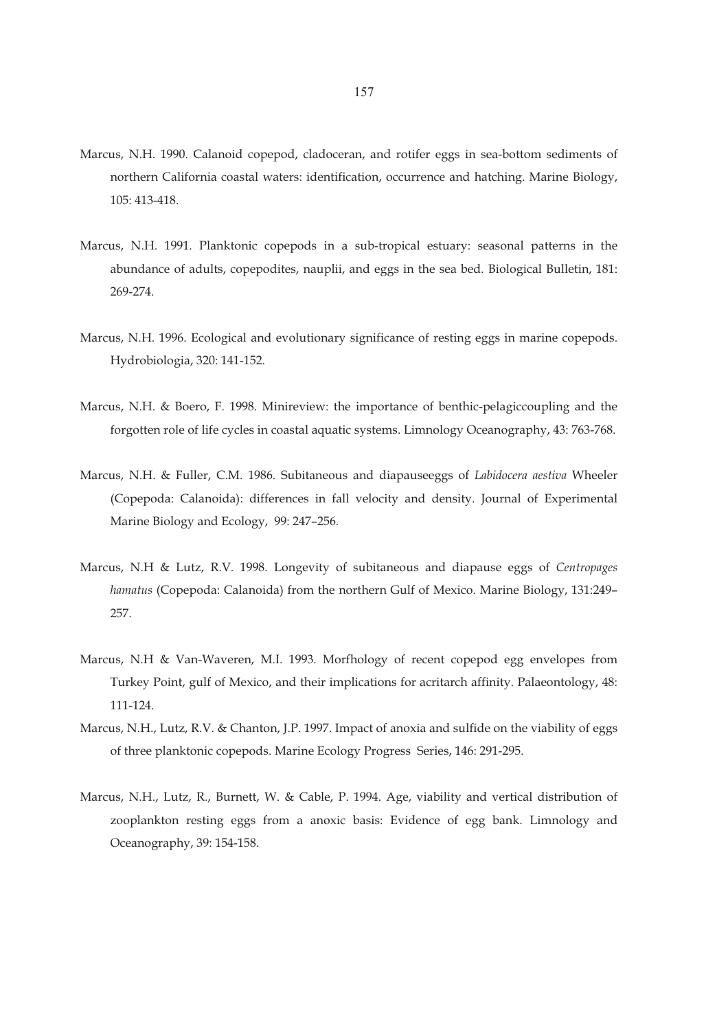Marcus, N.H. 1990. Calanoid copepod, cladoceran, and rotifer eggs in sea-bottom sediments of northern California coastal waters: identification, occurrence and hatching. Marine Biology, 105: 413-418.

Marcus, N.H. 1991. Planktonic copepods in a sub-tropical estuary: seasonal patterns in the abundance of adults, copepodites, nauplii, and eggs in the sea bed. Biological Bulletin, 181: 269-274.

Marcus, N.H. 1996. Ecological and evolutionary significance of resting eggs in marine copepods. Hydrobiologia, 320: 141-152.

Marcus, N.H. & Boero, F. 1998. Minireview: the importance of benthic-pelagiccoupling and the forgotten role of life cycles in coastal aquatic systems. Limnology Oceanography, 43: 763-768.

Marcus, N.H. & Fuller, C.M. 1986. Subitaneous and diapauseeggs of *Labidocera aestiva* Wheeler (Copepoda: Calanoida): differences in fall velocity and density. Journal of Experimental Marine Biology and Ecology, 99: 247–256.

Marcus, N.H & Lutz, R.V. 1998. Longevity of subitaneous and diapause eggs of *Centropages hamatus* (Copepoda: Calanoida) from the northern Gulf of Mexico. Marine Biology, 131:249–257.

Marcus, N.H & Van-Waveren, M.I. 1993. Morfhology of recent copepod egg envelopes from Turkey Point, gulf of Mexico, and their implications for acritarch affinity. Palaeontology, 48: 111-124.

Marcus, N.H., Lutz, R.V. & Chanton, J.P. 1997. Impact of anoxia and sulfide on the viability of eggs of three planktonic copepods. Marine Ecology Progress Series, 146: 291-295.

Marcus, N.H., Lutz, R., Burnett, W. & Cable, P. 1994. Age, viability and vertical distribution of zooplankton resting eggs from a anoxic basis: Evidence of egg bank. Limnology and Oceanography, 39: 154-158.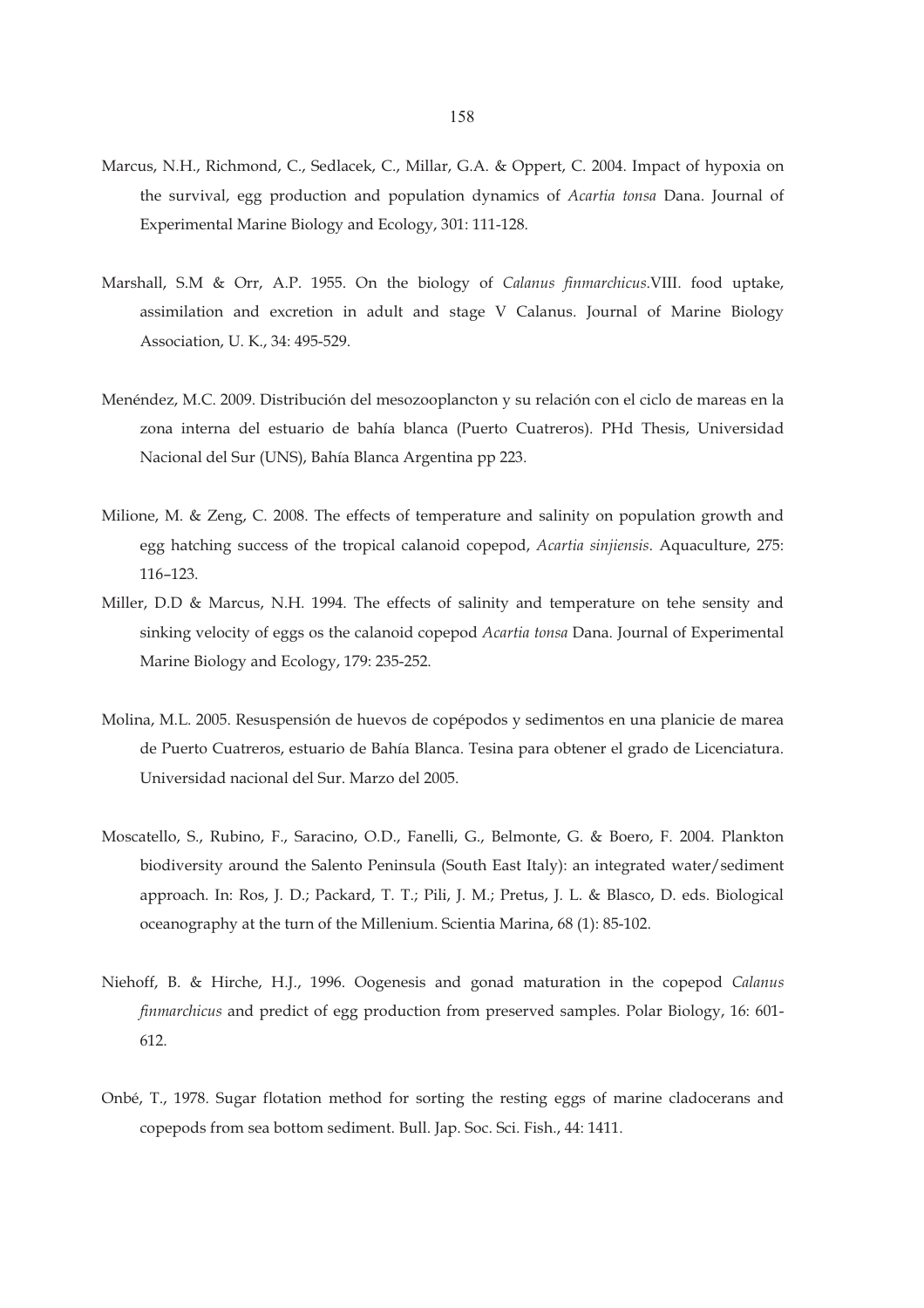Marcus, N.H., Richmond, C., Sedlacek, C., Millar, G.A. & Oppert, C. 2004. Impact of hypoxia on the survival, egg production and population dynamics of *Acartia tonsa* Dana. Journal of Experimental Marine Biology and Ecology, 301: 111-128.

Marshall, S.M & Orr, A.P. 1955. On the biology of *Calanus finmarchicus*.VIII. food uptake, assimilation and excretion in adult and stage V Calanus. Journal of Marine Biology Association, U. K., 34: 495-529.

Menéndez, M.C. 2009. Distribución del mesozooplancton y su relación con el ciclo de mareas en la zona interna del estuario de bahía blanca (Puerto Cuatreros). PHd Thesis, Universidad Nacional del Sur (UNS), Bahía Blanca Argentina pp 223.

Milione, M. & Zeng, C. 2008. The effects of temperature and salinity on population growth and egg hatching success of the tropical calanoid copepod, *Acartia sinjiensis*. Aquaculture, 275: 116–123.

Miller, D.D & Marcus, N.H. 1994. The effects of salinity and temperature on tehe sensity and sinking velocity of eggs os the calanoid copepod *Acartia tonsa* Dana. Journal of Experimental Marine Biology and Ecology, 179: 235-252.

Molina, M.L. 2005. Resuspensión de huevos de copépodos y sedimentos en una planicie de marea de Puerto Cuatreros, estuario de Bahía Blanca. Tesina para obtener el grado de Licenciatura. Universidad nacional del Sur. Marzo del 2005.

Moscatello, S., Rubino, F., Saracino, O.D., Fanelli, G., Belmonte, G. & Boero, F. 2004. Plankton biodiversity around the Salento Peninsula (South East Italy): an integrated water/sediment approach. In: Ros, J. D.; Packard, T. T.; Pili, J. M.; Pretus, J. L. & Blasco, D. eds. Biological oceanography at the turn of the Millenium. Scientia Marina, 68 (1): 85-102.

Niehoff, B. & Hirche, H.J., 1996. Oogenesis and gonad maturation in the copepod *Calanus finmarchicus* and predict of egg production from preserved samples. Polar Biology, 16: 601-612.

Onbé, T., 1978. Sugar flotation method for sorting the resting eggs of marine cladocerans and copepods from sea bottom sediment. Bull. Jap. Soc. Sci. Fish., 44: 1411.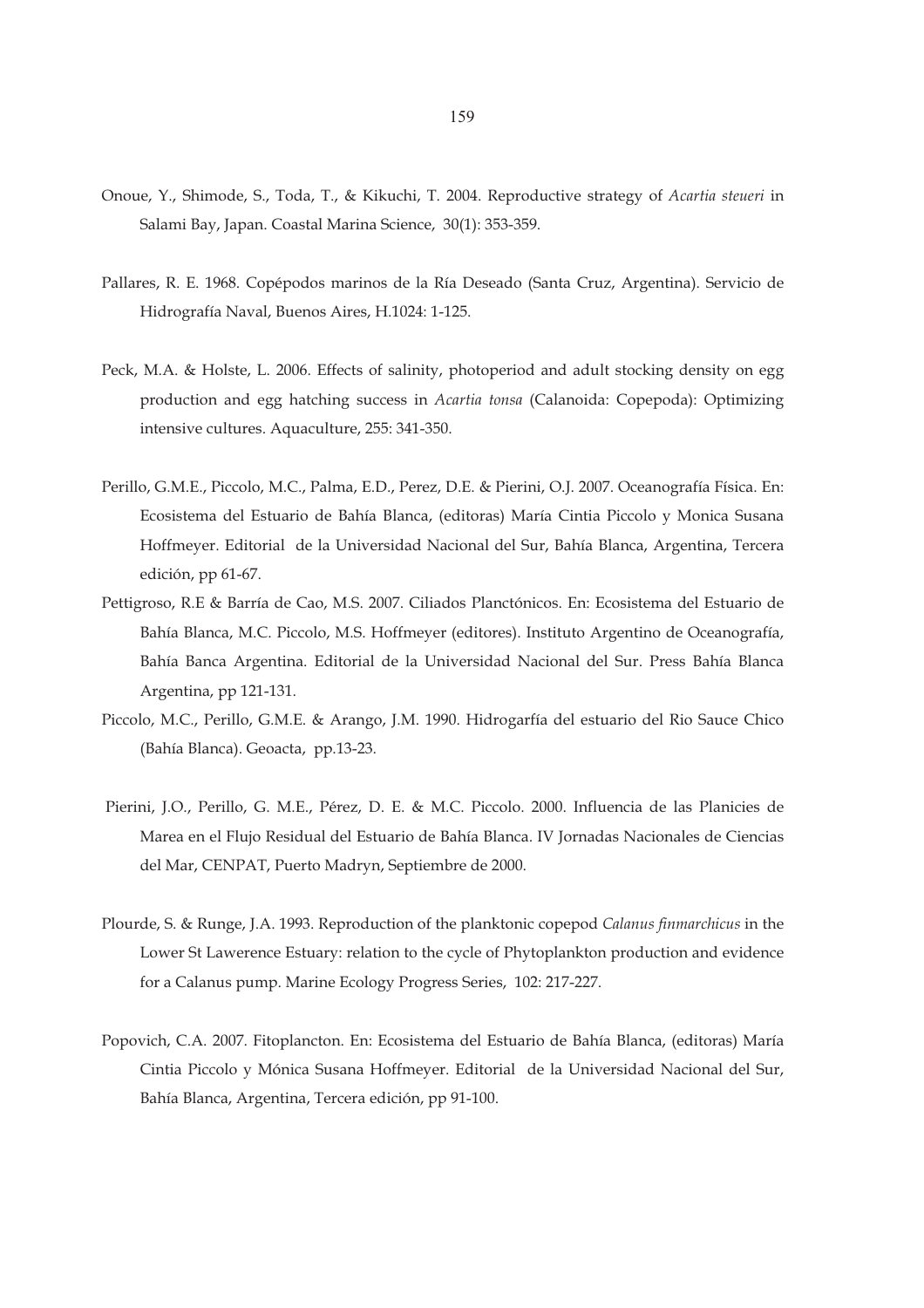Onoue, Y., Shimode, S., Toda, T., & Kikuchi, T. 2004. Reproductive strategy of *Acartia steueri* in Salami Bay, Japan. Coastal Marina Science, 30(1): 353-359.

Pallares, R. E. 1968. Copépodos marinos de la Ría Deseado (Santa Cruz, Argentina). Servicio de Hidrografía Naval, Buenos Aires, H.1024: 1-125.

Peck, M.A. & Holste, L. 2006. Effects of salinity, photoperiod and adult stocking density on egg production and egg hatching success in *Acartia tonsa* (Calanoida: Copepoda): Optimizing intensive cultures. Aquaculture, 255: 341-350.

Perillo, G.M.E., Piccolo, M.C., Palma, E.D., Perez, D.E. & Pierini, O.J. 2007. Oceanografía Física. En: Ecosistema del Estuario de Bahía Blanca, (editoras) María Cintia Piccolo y Monica Susana Hoffmeyer. Editorial de la Universidad Nacional del Sur, Bahía Blanca, Argentina, Tercera edición, pp 61-67.

Pettigroso, R.E & Barría de Cao, M.S. 2007. Ciliados Planctónicos. En: Ecosistema del Estuario de Bahía Blanca, M.C. Piccolo, M.S. Hoffmeyer (editores). Instituto Argentino de Oceanografía, Bahía Banca Argentina. Editorial de la Universidad Nacional del Sur. Press Bahía Blanca Argentina, pp 121-131.

Piccolo, M.C., Perillo, G.M.E. & Arango, J.M. 1990. Hidrogarfía del estuario del Rio Sauce Chico (Bahía Blanca). Geoacta, pp.13-23.

Pierini, J.O., Perillo, G. M.E., Pérez, D. E. & M.C. Piccolo. 2000. Influencia de las Planicies de Marea en el Flujo Residual del Estuario de Bahía Blanca. IV Jornadas Nacionales de Ciencias del Mar, CENPAT, Puerto Madryn, Septiembre de 2000.

Plourde, S. & Runge, J.A. 1993. Reproduction of the planktonic copepod *Calanus finmarchicus* in the Lower St Lawerence Estuary: relation to the cycle of Phytoplankton production and evidence for a Calanus pump. Marine Ecology Progress Series, 102: 217-227.

Popovich, C.A. 2007. Fitoplancton. En: Ecosistema del Estuario de Bahía Blanca, (editoras) María Cintia Piccolo y Mónica Susana Hoffmeyer. Editorial de la Universidad Nacional del Sur, Bahía Blanca, Argentina, Tercera edición, pp 91-100.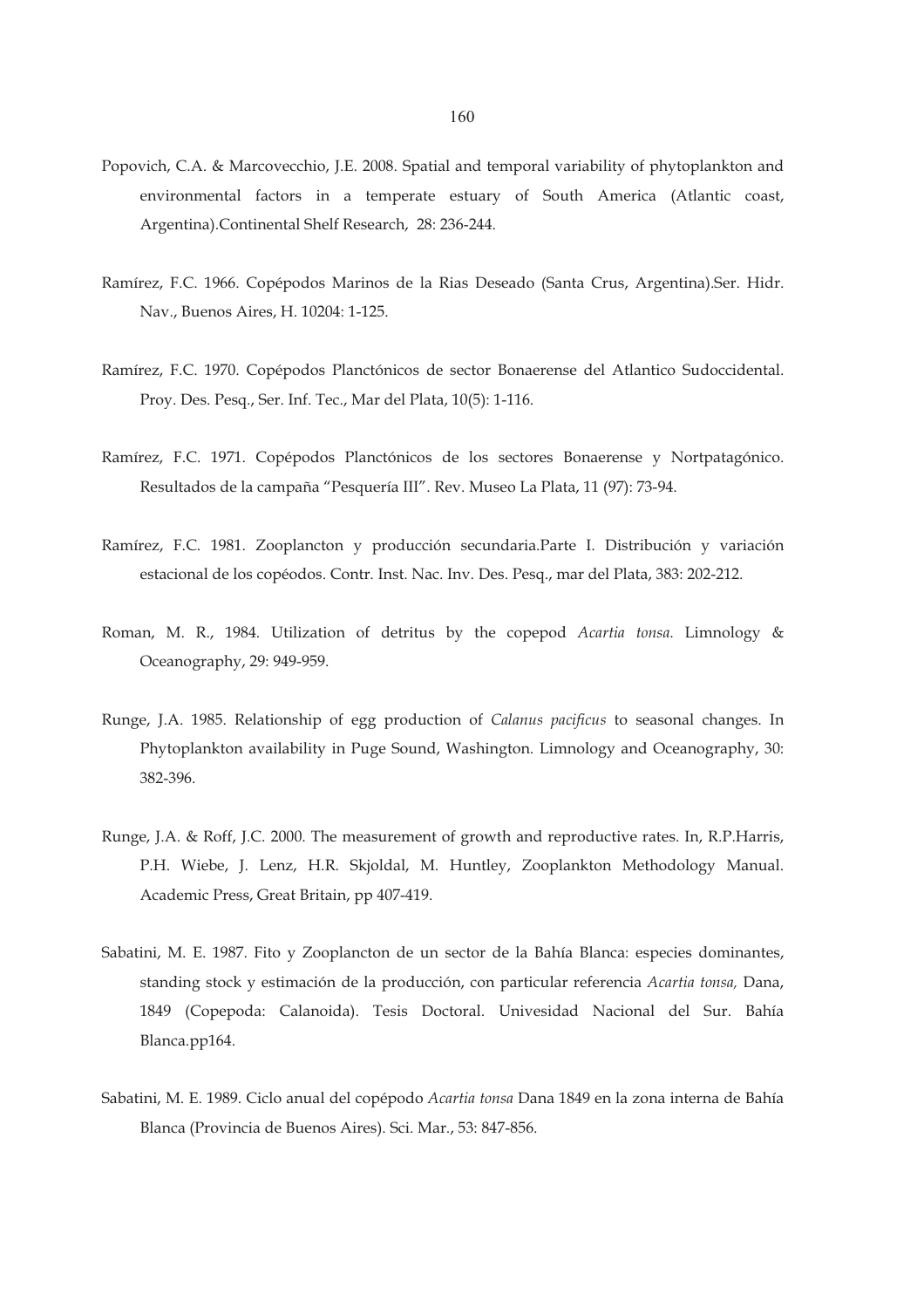Popovich, C.A. & Marcovecchio, J.E. 2008. Spatial and temporal variability of phytoplankton and environmental factors in a temperate estuary of South America (Atlantic coast, Argentina).Continental Shelf Research, 28: 236-244.

Ramírez, F.C. 1966. Copépodos Marinos de la Rias Deseado (Santa Crus, Argentina).Ser. Hidr. Nav., Buenos Aires, H. 10204: 1-125.

Ramírez, F.C. 1970. Copépodos Planctónicos de sector Bonaerense del Atlantico Sudoccidental. Proy. Des. Pesq., Ser. Inf. Tec., Mar del Plata, 10(5): 1-116.

Ramírez, F.C. 1971. Copépodos Planctónicos de los sectores Bonaerense y Nortpatagónico. Resultados de la campaña "Pesquería III". Rev. Museo La Plata, 11 (97): 73-94.

Ramírez, F.C. 1981. Zooplancton y producción secundaria.Parte I. Distribución y variación estacional de los copéodos. Contr. Inst. Nac. Inv. Des. Pesq., mar del Plata, 383: 202-212.

Roman, M. R., 1984. Utilization of detritus by the copepod *Acartia tonsa*. Limnology & Oceanography, 29: 949-959.

Runge, J.A. 1985. Relationship of egg production of *Calanus pacificus* to seasonal changes. In Phytoplankton availability in Puge Sound, Washington. Limnology and Oceanography, 30: 382-396.

Runge, J.A. & Roff, J.C. 2000. The measurement of growth and reproductive rates. In, R.P.Harris, P.H. Wiebe, J. Lenz, H.R. Skjoldal, M. Huntley, Zooplankton Methodology Manual. Academic Press, Great Britain, pp 407-419.

Sabatini, M. E. 1987. Fito y Zooplancton de un sector de la Bahía Blanca: especies dominantes, standing stock y estimación de la producción, con particular referencia *Acartia tonsa,* Dana, 1849 (Copepoda: Calanoida). Tesis Doctoral. Univesidad Nacional del Sur. Bahía Blanca.pp164.

Sabatini, M. E. 1989. Ciclo anual del copépodo *Acartia tonsa* Dana 1849 en la zona interna de Bahía Blanca (Provincia de Buenos Aires). Sci. Mar., 53: 847-856.